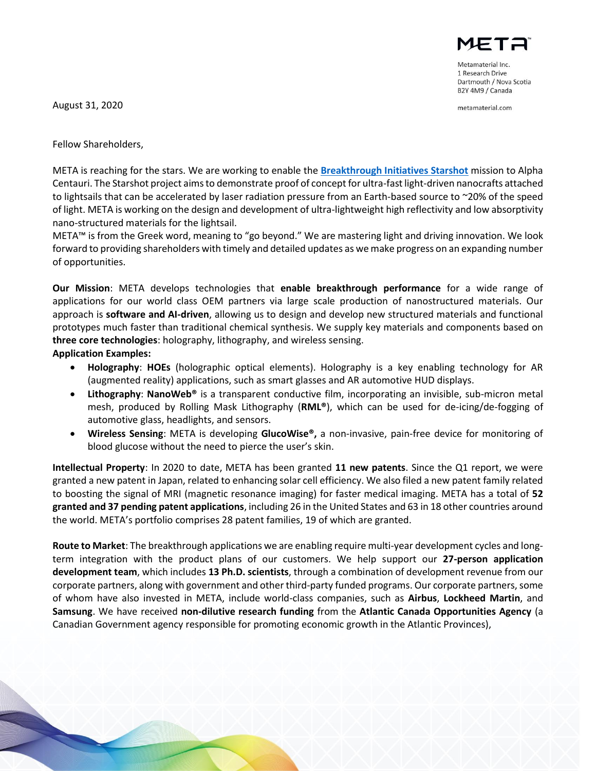META™

Metamaterial Inc.
1 Research Drive
Dartmouth / Nova Scotia
B2Y 4M9 / Canada

metamaterial.com

August 31, 2020

Fellow Shareholders,

META is reaching for the stars. We are working to enable the [Breakthrough Initiatives Starshot](#) mission to Alpha Centauri. The Starshot project aims to demonstrate proof of concept for ultra-fast light-driven nanocrafts attached to lightsails that can be accelerated by laser radiation pressure from an Earth-based source to ~20% of the speed of light. META is working on the design and development of ultra-lightweight high reflectivity and low absorptivity nano-structured materials for the lightsail.

META™ is from the Greek word, meaning to "go beyond." We are mastering light and driving innovation. We look forward to providing shareholders with timely and detailed updates as we make progress on an expanding number of opportunities.

**Our Mission**: META develops technologies that **enable breakthrough performance** for a wide range of applications for our world class OEM partners via large scale production of nanostructured materials. Our approach is **software and AI-driven**, allowing us to design and develop new structured materials and functional prototypes much faster than traditional chemical synthesis. We supply key materials and components based on **three core technologies**: holography, lithography, and wireless sensing.

**Application Examples:**

- **Holography**: **HOEs** (holographic optical elements). Holography is a key enabling technology for AR (augmented reality) applications, such as smart glasses and AR automotive HUD displays.
- **Lithography**: **NanoWeb®** is a transparent conductive film, incorporating an invisible, sub-micron metal mesh, produced by Rolling Mask Lithography (**RML®**), which can be used for de-icing/de-fogging of automotive glass, headlights, and sensors.
- **Wireless Sensing**: META is developing **GlucoWise®,** a non-invasive, pain-free device for monitoring of blood glucose without the need to pierce the user's skin.

**Intellectual Property**: In 2020 to date, META has been granted **11 new patents**. Since the Q1 report, we were granted a new patent in Japan, related to enhancing solar cell efficiency. We also filed a new patent family related to boosting the signal of MRI (magnetic resonance imaging) for faster medical imaging. META has a total of **52 granted and 37 pending patent applications**, including 26 in the United States and 63 in 18 other countries around the world. META's portfolio comprises 28 patent families, 19 of which are granted.

**Route to Market**: The breakthrough applications we are enabling require multi-year development cycles and long-term integration with the product plans of our customers. We help support our **27-person application development team**, which includes **13 Ph.D. scientists**, through a combination of development revenue from our corporate partners, along with government and other third-party funded programs. Our corporate partners, some of whom have also invested in META, include world-class companies, such as **Airbus**, **Lockheed Martin**, and **Samsung**. We have received **non-dilutive research funding** from the **Atlantic Canada Opportunities Agency** (a Canadian Government agency responsible for promoting economic growth in the Atlantic Provinces),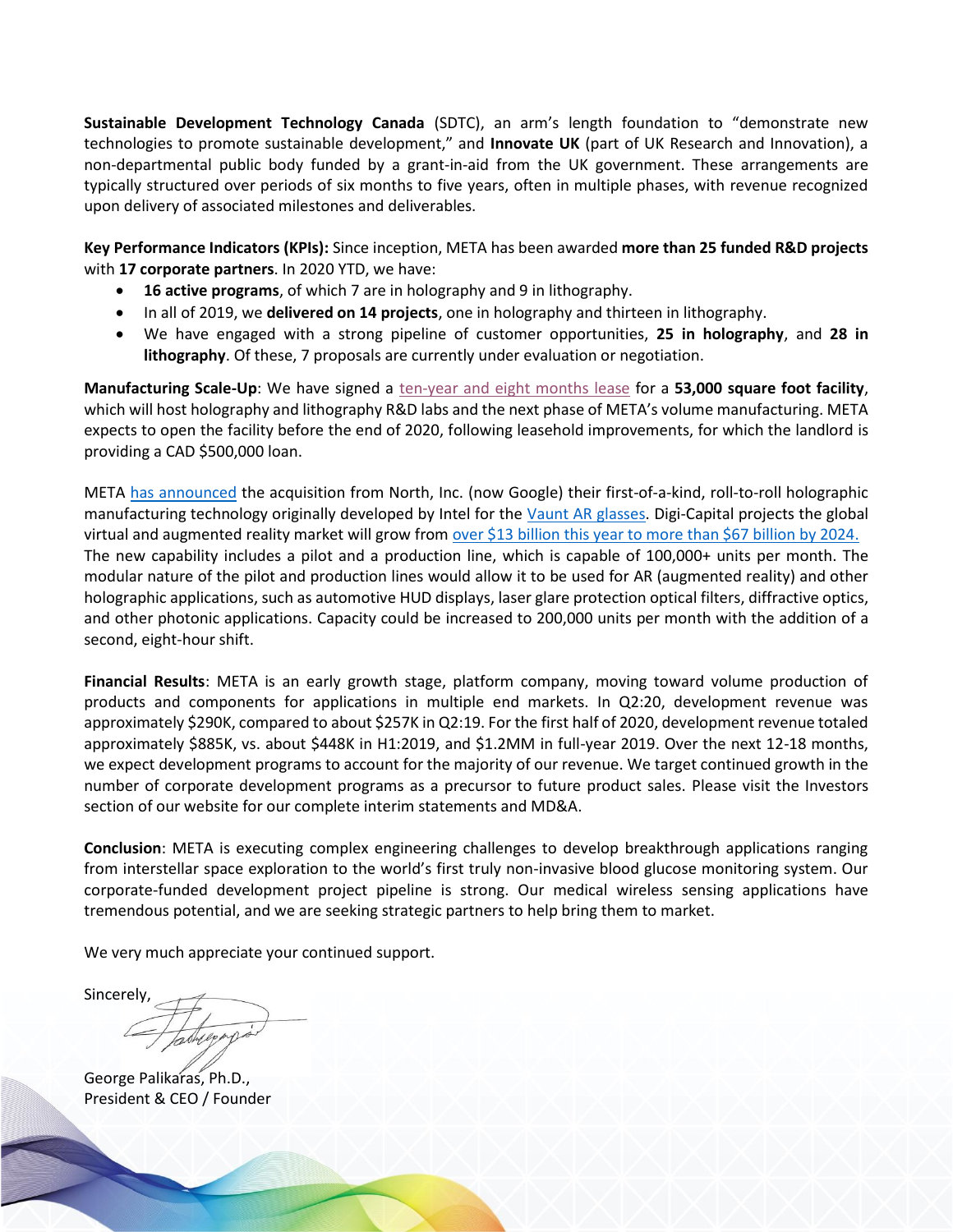**Sustainable Development Technology Canada** (SDTC), an arm's length foundation to "demonstrate new technologies to promote sustainable development," and **Innovate UK** (part of UK Research and Innovation), a non-departmental public body funded by a grant-in-aid from the UK government. These arrangements are typically structured over periods of six months to five years, often in multiple phases, with revenue recognized upon delivery of associated milestones and deliverables.

**Key Performance Indicators (KPIs):** Since inception, META has been awarded **more than 25 funded R&D projects** with **17 corporate partners**. In 2020 YTD, we have:

- **16 active programs**, of which 7 are in holography and 9 in lithography.
- In all of 2019, we **delivered on 14 projects**, one in holography and thirteen in lithography.
- We have engaged with a strong pipeline of customer opportunities, **25 in holography**, and **28 in lithography**. Of these, 7 proposals are currently under evaluation or negotiation.

**Manufacturing Scale-Up**: We have signed a ten-year and eight months lease for a **53,000 square foot facility**, which will host holography and lithography R&D labs and the next phase of META's volume manufacturing. META expects to open the facility before the end of 2020, following leasehold improvements, for which the landlord is providing a CAD $500,000 loan.

META has announced the acquisition from North, Inc. (now Google) their first-of-a-kind, roll-to-roll holographic manufacturing technology originally developed by Intel for the Vaunt AR glasses. Digi-Capital projects the global virtual and augmented reality market will grow from over $13 billion this year to more than $67 billion by 2024. The new capability includes a pilot and a production line, which is capable of 100,000+ units per month. The modular nature of the pilot and production lines would allow it to be used for AR (augmented reality) and other holographic applications, such as automotive HUD displays, laser glare protection optical filters, diffractive optics, and other photonic applications. Capacity could be increased to 200,000 units per month with the addition of a second, eight-hour shift.

**Financial Results**: META is an early growth stage, platform company, moving toward volume production of products and components for applications in multiple end markets. In Q2:20, development revenue was approximately $290K, compared to about $257K in Q2:19. For the first half of 2020, development revenue totaled approximately $885K, vs. about $448K in H1:2019, and $1.2MM in full-year 2019. Over the next 12-18 months, we expect development programs to account for the majority of our revenue. We target continued growth in the number of corporate development programs as a precursor to future product sales. Please visit the Investors section of our website for our complete interim statements and MD&A.

**Conclusion**: META is executing complex engineering challenges to develop breakthrough applications ranging from interstellar space exploration to the world's first truly non-invasive blood glucose monitoring system. Our corporate-funded development project pipeline is strong. Our medical wireless sensing applications have tremendous potential, and we are seeking strategic partners to help bring them to market.

We very much appreciate your continued support.

Sincerely,

George Palikaras, Ph.D.,
President & CEO / Founder